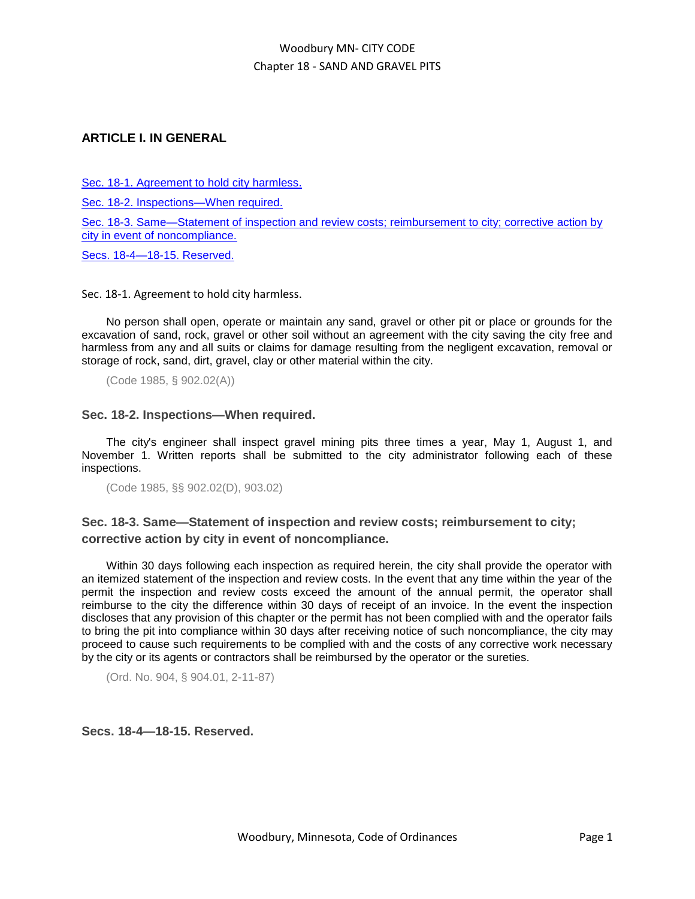## ARTICLE I. IN GENERAL

Sec. 18-1. Agreement to hold city harmless.

Sec. 18-2. Inspections—When required.

Sec. 18-3. Same—Statement of inspection and review costs; reimbursement to city; corrective action by city in event of noncompliance.

Secs. 18-4—18-15. Reserved.

### Sec. 18-1. Agreement to hold city harmless.

No person shall open, operate or maintain any sand, gravel or other pit or place or grounds for the excavation of sand, rock, gravel or other soil without an agreement with the city saving the city free and harmless from any and all suits or claims for damage resulting from the negligent excavation, removal or storage of rock, sand, dirt, gravel, clay or other material within the city.

(Code 1985, § 902.02(A))

### Sec. 18-2. Inspections—When required.

The city's engineer shall inspect gravel mining pits three times a year, May 1, August 1, and November 1. Written reports shall be submitted to the city administrator following each of these inspections.

(Code 1985, §§ 902.02(D), 903.02)

### Sec. 18-3. Same—Statement of inspection and review costs; reimbursement to city; corrective action by city in event of noncompliance.

Within 30 days following each inspection as required herein, the city shall provide the operator with an itemized statement of the inspection and review costs. In the event that any time within the year of the permit the inspection and review costs exceed the amount of the annual permit, the operator shall reimburse to the city the difference within 30 days of receipt of an invoice. In the event the inspection discloses that any provision of this chapter or the permit has not been complied with and the operator fails to bring the pit into compliance within 30 days after receiving notice of such noncompliance, the city may proceed to cause such requirements to be complied with and the costs of any corrective work necessary by the city or its agents or contractors shall be reimbursed by the operator or the sureties.

(Ord. No. 904, § 904.01, 2-11-87)

### Secs. 18-4—18-15. Reserved.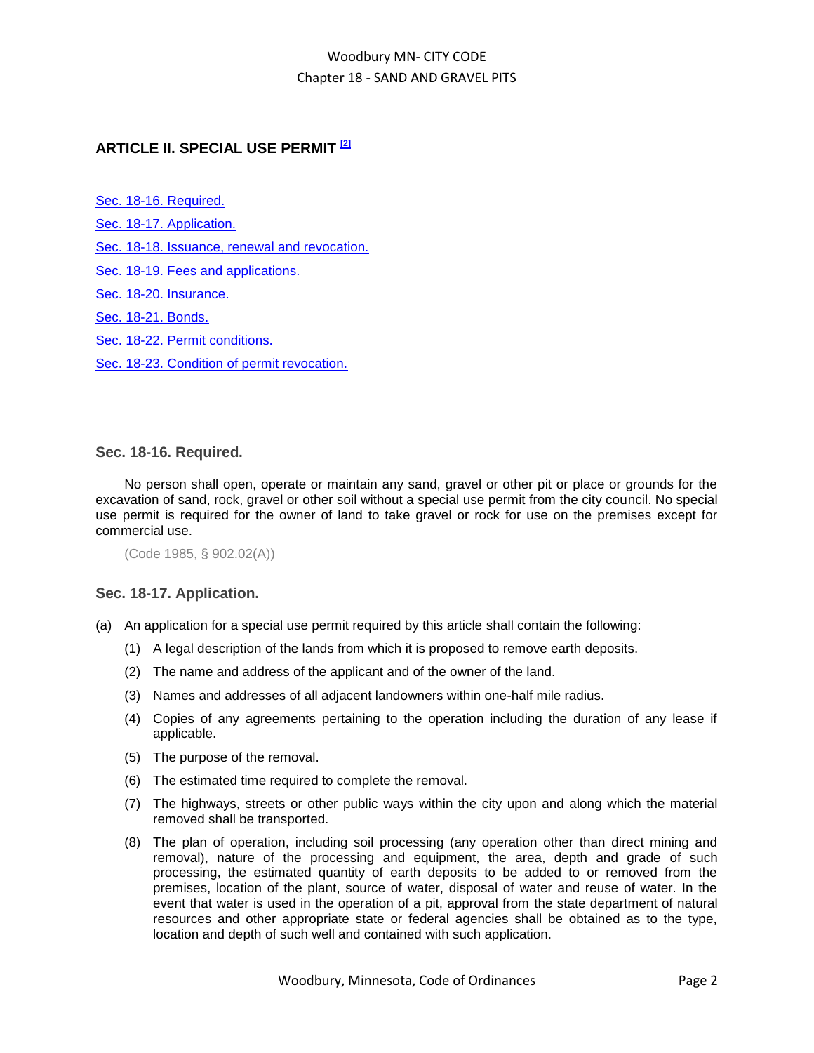## ARTICLE II. SPECIAL USE PERMIT [2]

[Sec. 18-16. Required.](#)

[Sec. 18-17. Application.](#)

[Sec. 18-18. Issuance, renewal and revocation.](#)

[Sec. 18-19. Fees and applications.](#)

[Sec. 18-20. Insurance.](#)

[Sec. 18-21. Bonds.](#)

[Sec. 18-22. Permit conditions.](#)

[Sec. 18-23. Condition of permit revocation.](#)

### Sec. 18-16. Required.

No person shall open, operate or maintain any sand, gravel or other pit or place or grounds for the excavation of sand, rock, gravel or other soil without a special use permit from the city council. No special use permit is required for the owner of land to take gravel or rock for use on the premises except for commercial use.

(Code 1985, § 902.02(A))

### Sec. 18-17. Application.

(a) An application for a special use permit required by this article shall contain the following:

(1) A legal description of the lands from which it is proposed to remove earth deposits.

(2) The name and address of the applicant and of the owner of the land.

(3) Names and addresses of all adjacent landowners within one-half mile radius.

(4) Copies of any agreements pertaining to the operation including the duration of any lease if applicable.

(5) The purpose of the removal.

(6) The estimated time required to complete the removal.

(7) The highways, streets or other public ways within the city upon and along which the material removed shall be transported.

(8) The plan of operation, including soil processing (any operation other than direct mining and removal), nature of the processing and equipment, the area, depth and grade of such processing, the estimated quantity of earth deposits to be added to or removed from the premises, location of the plant, source of water, disposal of water and reuse of water. In the event that water is used in the operation of a pit, approval from the state department of natural resources and other appropriate state or federal agencies shall be obtained as to the type, location and depth of such well and contained with such application.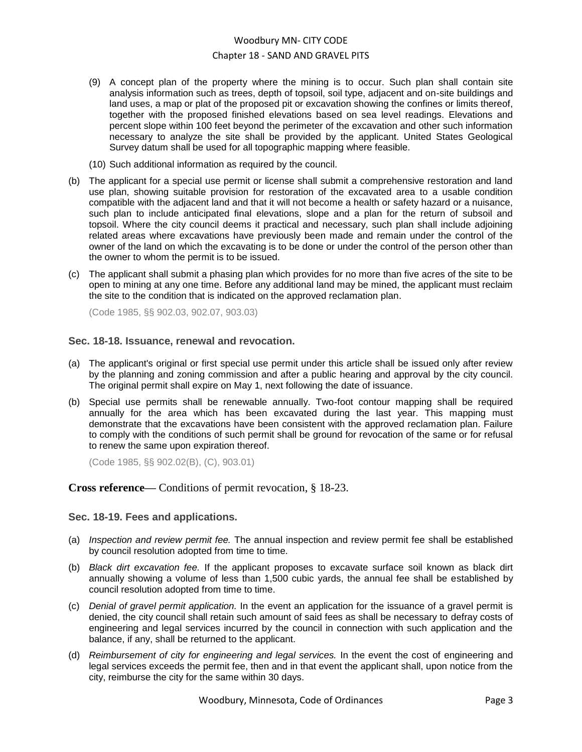(9) A concept plan of the property where the mining is to occur. Such plan shall contain site analysis information such as trees, depth of topsoil, soil type, adjacent and on-site buildings and land uses, a map or plat of the proposed pit or excavation showing the confines or limits thereof, together with the proposed finished elevations based on sea level readings. Elevations and percent slope within 100 feet beyond the perimeter of the excavation and other such information necessary to analyze the site shall be provided by the applicant. United States Geological Survey datum shall be used for all topographic mapping where feasible.

(10) Such additional information as required by the council.

(b) The applicant for a special use permit or license shall submit a comprehensive restoration and land use plan, showing suitable provision for restoration of the excavated area to a usable condition compatible with the adjacent land and that it will not become a health or safety hazard or a nuisance, such plan to include anticipated final elevations, slope and a plan for the return of subsoil and topsoil. Where the city council deems it practical and necessary, such plan shall include adjoining related areas where excavations have previously been made and remain under the control of the owner of the land on which the excavating is to be done or under the control of the person other than the owner to whom the permit is to be issued.

(c) The applicant shall submit a phasing plan which provides for no more than five acres of the site to be open to mining at any one time. Before any additional land may be mined, the applicant must reclaim the site to the condition that is indicated on the approved reclamation plan.

(Code 1985, §§ 902.03, 902.07, 903.03)

### Sec. 18-18. Issuance, renewal and revocation.

(a) The applicant's original or first special use permit under this article shall be issued only after review by the planning and zoning commission and after a public hearing and approval by the city council. The original permit shall expire on May 1, next following the date of issuance.

(b) Special use permits shall be renewable annually. Two-foot contour mapping shall be required annually for the area which has been excavated during the last year. This mapping must demonstrate that the excavations have been consistent with the approved reclamation plan. Failure to comply with the conditions of such permit shall be ground for revocation of the same or for refusal to renew the same upon expiration thereof.

(Code 1985, §§ 902.02(B), (C), 903.01)

**Cross reference—** Conditions of permit revocation, § 18-23.

### Sec. 18-19. Fees and applications.

(a) *Inspection and review permit fee.* The annual inspection and review permit fee shall be established by council resolution adopted from time to time.

(b) *Black dirt excavation fee.* If the applicant proposes to excavate surface soil known as black dirt annually showing a volume of less than 1,500 cubic yards, the annual fee shall be established by council resolution adopted from time to time.

(c) *Denial of gravel permit application.* In the event an application for the issuance of a gravel permit is denied, the city council shall retain such amount of said fees as shall be necessary to defray costs of engineering and legal services incurred by the council in connection with such application and the balance, if any, shall be returned to the applicant.

(d) *Reimbursement of city for engineering and legal services.* In the event the cost of engineering and legal services exceeds the permit fee, then and in that event the applicant shall, upon notice from the city, reimburse the city for the same within 30 days.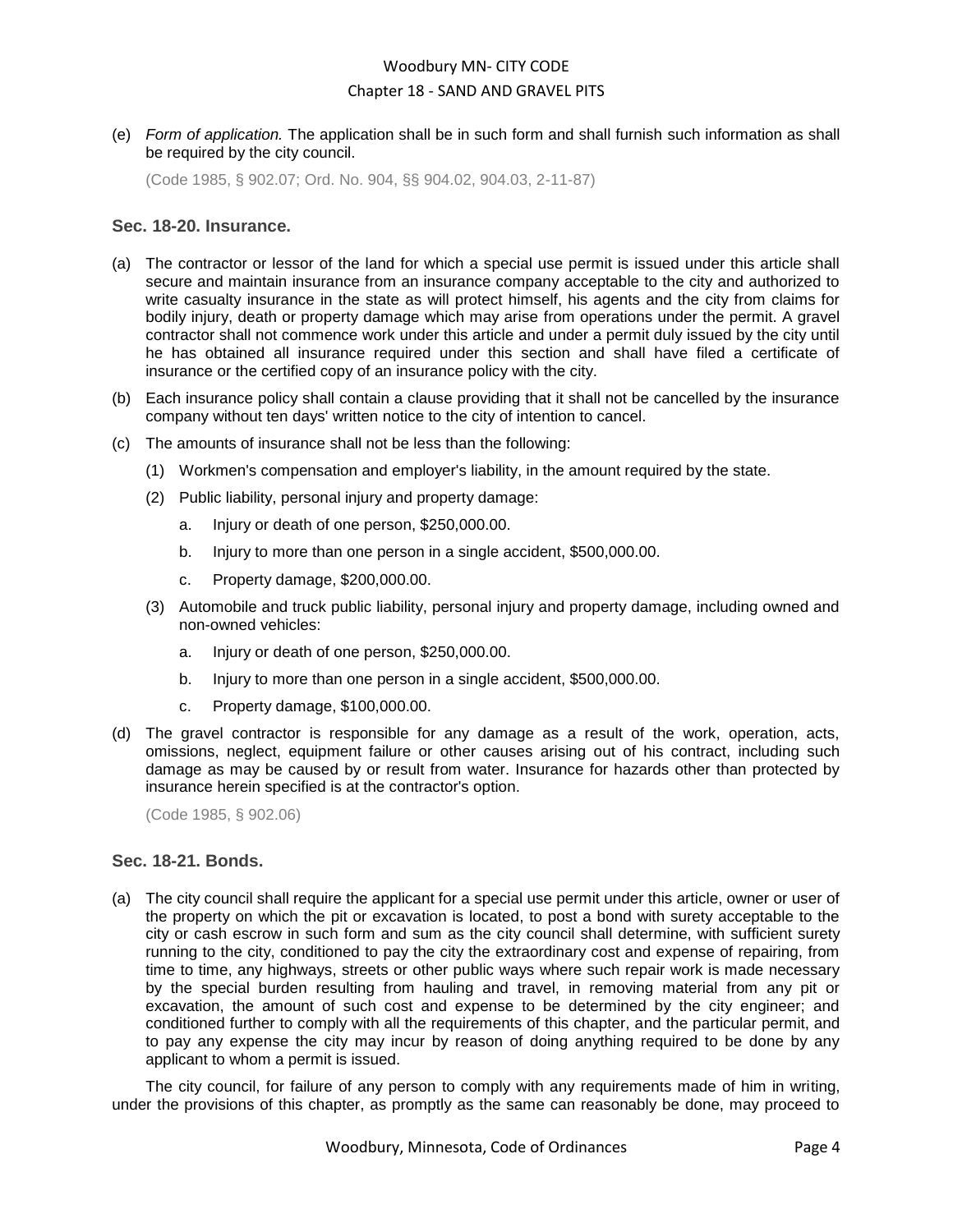(e) *Form of application.* The application shall be in such form and shall furnish such information as shall be required by the city council.

(Code 1985, § 902.07; Ord. No. 904, §§ 904.02, 904.03, 2-11-87)

### Sec. 18-20. Insurance.

(a) The contractor or lessor of the land for which a special use permit is issued under this article shall secure and maintain insurance from an insurance company acceptable to the city and authorized to write casualty insurance in the state as will protect himself, his agents and the city from claims for bodily injury, death or property damage which may arise from operations under the permit. A gravel contractor shall not commence work under this article and under a permit duly issued by the city until he has obtained all insurance required under this section and shall have filed a certificate of insurance or the certified copy of an insurance policy with the city.

(b) Each insurance policy shall contain a clause providing that it shall not be cancelled by the insurance company without ten days' written notice to the city of intention to cancel.

(c) The amounts of insurance shall not be less than the following:

   (1) Workmen's compensation and employer's liability, in the amount required by the state.

   (2) Public liability, personal injury and property damage:

      a. Injury or death of one person, $250,000.00.

      b. Injury to more than one person in a single accident, $500,000.00.

      c. Property damage, $200,000.00.

   (3) Automobile and truck public liability, personal injury and property damage, including owned and non-owned vehicles:

      a. Injury or death of one person, $250,000.00.

      b. Injury to more than one person in a single accident, $500,000.00.

      c. Property damage, $100,000.00.

(d) The gravel contractor is responsible for any damage as a result of the work, operation, acts, omissions, neglect, equipment failure or other causes arising out of his contract, including such damage as may be caused by or result from water. Insurance for hazards other than protected by insurance herein specified is at the contractor's option.

(Code 1985, § 902.06)

### Sec. 18-21. Bonds.

(a) The city council shall require the applicant for a special use permit under this article, owner or user of the property on which the pit or excavation is located, to post a bond with surety acceptable to the city or cash escrow in such form and sum as the city council shall determine, with sufficient surety running to the city, conditioned to pay the city the extraordinary cost and expense of repairing, from time to time, any highways, streets or other public ways where such repair work is made necessary by the special burden resulting from hauling and travel, in removing material from any pit or excavation, the amount of such cost and expense to be determined by the city engineer; and conditioned further to comply with all the requirements of this chapter, and the particular permit, and to pay any expense the city may incur by reason of doing anything required to be done by any applicant to whom a permit is issued.

The city council, for failure of any person to comply with any requirements made of him in writing, under the provisions of this chapter, as promptly as the same can reasonably be done, may proceed to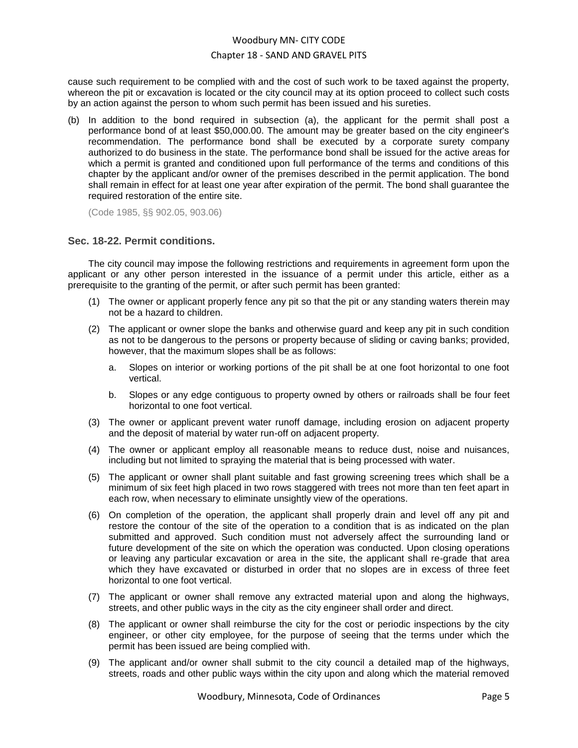cause such requirement to be complied with and the cost of such work to be taxed against the property, whereon the pit or excavation is located or the city council may at its option proceed to collect such costs by an action against the person to whom such permit has been issued and his sureties.

(b) In addition to the bond required in subsection (a), the applicant for the permit shall post a performance bond of at least $50,000.00. The amount may be greater based on the city engineer's recommendation. The performance bond shall be executed by a corporate surety company authorized to do business in the state. The performance bond shall be issued for the active areas for which a permit is granted and conditioned upon full performance of the terms and conditions of this chapter by the applicant and/or owner of the premises described in the permit application. The bond shall remain in effect for at least one year after expiration of the permit. The bond shall guarantee the required restoration of the entire site.

(Code 1985, §§ 902.05, 903.06)

### Sec. 18-22. Permit conditions.

The city council may impose the following restrictions and requirements in agreement form upon the applicant or any other person interested in the issuance of a permit under this article, either as a prerequisite to the granting of the permit, or after such permit has been granted:

(1) The owner or applicant properly fence any pit so that the pit or any standing waters therein may not be a hazard to children.

(2) The applicant or owner slope the banks and otherwise guard and keep any pit in such condition as not to be dangerous to the persons or property because of sliding or caving banks; provided, however, that the maximum slopes shall be as follows:

   a. Slopes on interior or working portions of the pit shall be at one foot horizontal to one foot vertical.

   b. Slopes or any edge contiguous to property owned by others or railroads shall be four feet horizontal to one foot vertical.

(3) The owner or applicant prevent water runoff damage, including erosion on adjacent property and the deposit of material by water run-off on adjacent property.

(4) The owner or applicant employ all reasonable means to reduce dust, noise and nuisances, including but not limited to spraying the material that is being processed with water.

(5) The applicant or owner shall plant suitable and fast growing screening trees which shall be a minimum of six feet high placed in two rows staggered with trees not more than ten feet apart in each row, when necessary to eliminate unsightly view of the operations.

(6) On completion of the operation, the applicant shall properly drain and level off any pit and restore the contour of the site of the operation to a condition that is as indicated on the plan submitted and approved. Such condition must not adversely affect the surrounding land or future development of the site on which the operation was conducted. Upon closing operations or leaving any particular excavation or area in the site, the applicant shall re-grade that area which they have excavated or disturbed in order that no slopes are in excess of three feet horizontal to one foot vertical.

(7) The applicant or owner shall remove any extracted material upon and along the highways, streets, and other public ways in the city as the city engineer shall order and direct.

(8) The applicant or owner shall reimburse the city for the cost or periodic inspections by the city engineer, or other city employee, for the purpose of seeing that the terms under which the permit has been issued are being complied with.

(9) The applicant and/or owner shall submit to the city council a detailed map of the highways, streets, roads and other public ways within the city upon and along which the material removed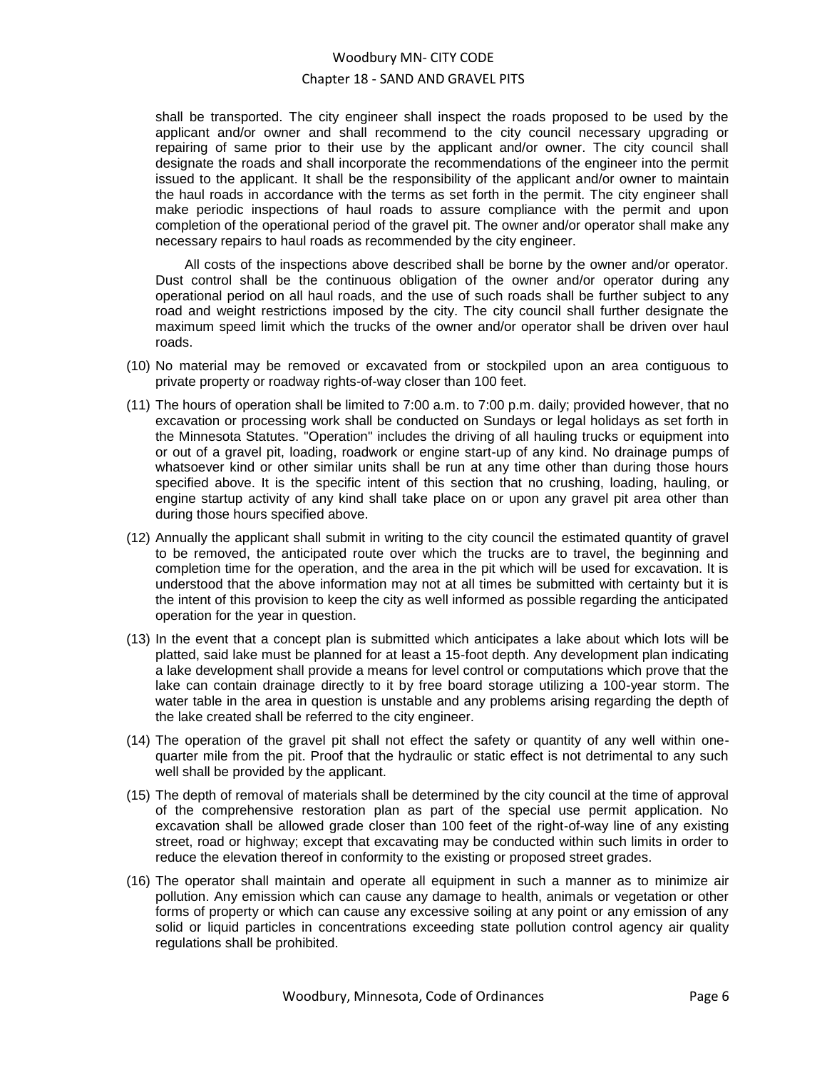shall be transported. The city engineer shall inspect the roads proposed to be used by the applicant and/or owner and shall recommend to the city council necessary upgrading or repairing of same prior to their use by the applicant and/or owner. The city council shall designate the roads and shall incorporate the recommendations of the engineer into the permit issued to the applicant. It shall be the responsibility of the applicant and/or owner to maintain the haul roads in accordance with the terms as set forth in the permit. The city engineer shall make periodic inspections of haul roads to assure compliance with the permit and upon completion of the operational period of the gravel pit. The owner and/or operator shall make any necessary repairs to haul roads as recommended by the city engineer.

All costs of the inspections above described shall be borne by the owner and/or operator. Dust control shall be the continuous obligation of the owner and/or operator during any operational period on all haul roads, and the use of such roads shall be further subject to any road and weight restrictions imposed by the city. The city council shall further designate the maximum speed limit which the trucks of the owner and/or operator shall be driven over haul roads.

(10) No material may be removed or excavated from or stockpiled upon an area contiguous to private property or roadway rights-of-way closer than 100 feet.

(11) The hours of operation shall be limited to 7:00 a.m. to 7:00 p.m. daily; provided however, that no excavation or processing work shall be conducted on Sundays or legal holidays as set forth in the Minnesota Statutes. "Operation" includes the driving of all hauling trucks or equipment into or out of a gravel pit, loading, roadwork or engine start-up of any kind. No drainage pumps of whatsoever kind or other similar units shall be run at any time other than during those hours specified above. It is the specific intent of this section that no crushing, loading, hauling, or engine startup activity of any kind shall take place on or upon any gravel pit area other than during those hours specified above.

(12) Annually the applicant shall submit in writing to the city council the estimated quantity of gravel to be removed, the anticipated route over which the trucks are to travel, the beginning and completion time for the operation, and the area in the pit which will be used for excavation. It is understood that the above information may not at all times be submitted with certainty but it is the intent of this provision to keep the city as well informed as possible regarding the anticipated operation for the year in question.

(13) In the event that a concept plan is submitted which anticipates a lake about which lots will be platted, said lake must be planned for at least a 15-foot depth. Any development plan indicating a lake development shall provide a means for level control or computations which prove that the lake can contain drainage directly to it by free board storage utilizing a 100-year storm. The water table in the area in question is unstable and any problems arising regarding the depth of the lake created shall be referred to the city engineer.

(14) The operation of the gravel pit shall not effect the safety or quantity of any well within one-quarter mile from the pit. Proof that the hydraulic or static effect is not detrimental to any such well shall be provided by the applicant.

(15) The depth of removal of materials shall be determined by the city council at the time of approval of the comprehensive restoration plan as part of the special use permit application. No excavation shall be allowed grade closer than 100 feet of the right-of-way line of any existing street, road or highway; except that excavating may be conducted within such limits in order to reduce the elevation thereof in conformity to the existing or proposed street grades.

(16) The operator shall maintain and operate all equipment in such a manner as to minimize air pollution. Any emission which can cause any damage to health, animals or vegetation or other forms of property or which can cause any excessive soiling at any point or any emission of any solid or liquid particles in concentrations exceeding state pollution control agency air quality regulations shall be prohibited.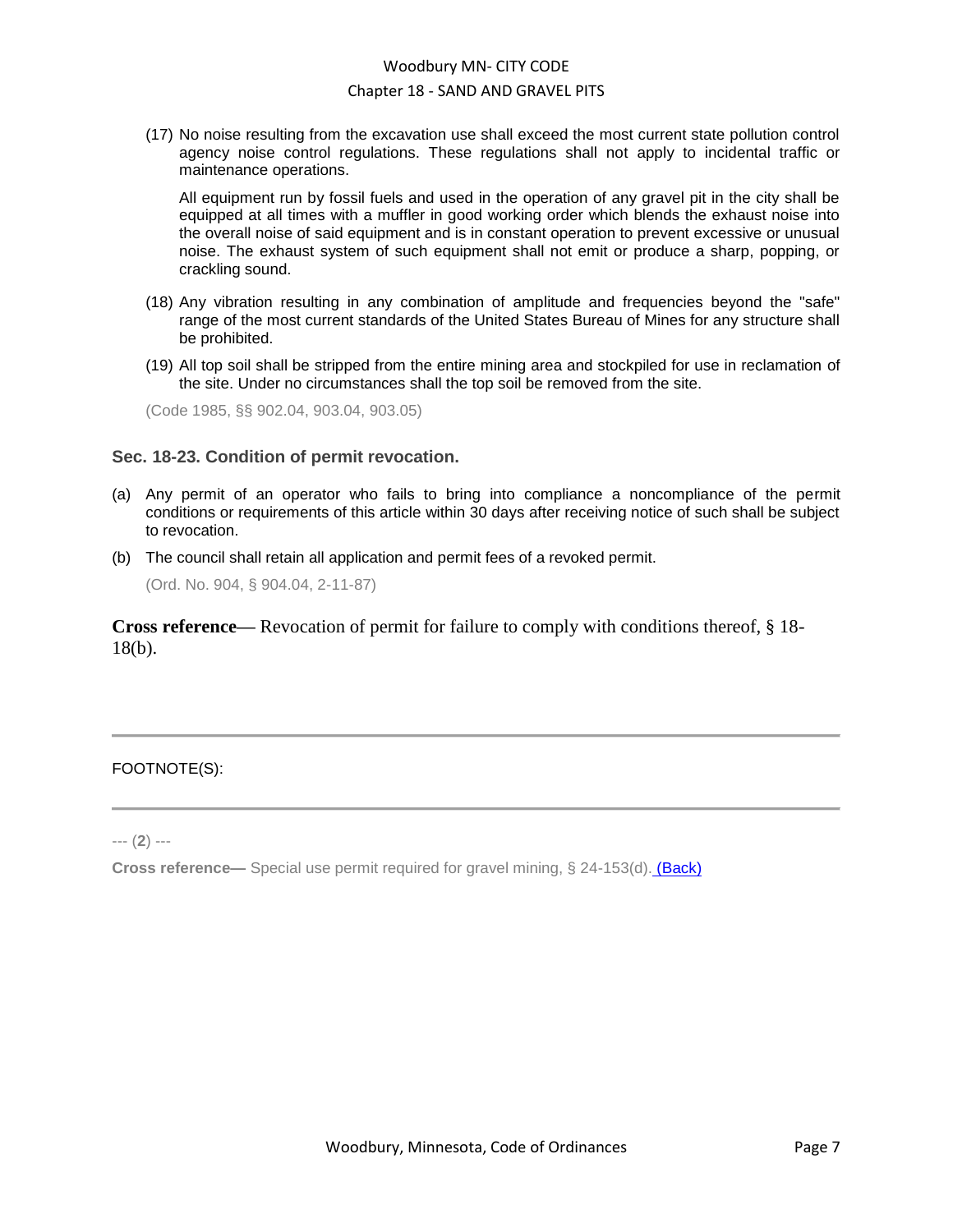(17) No noise resulting from the excavation use shall exceed the most current state pollution control agency noise control regulations. These regulations shall not apply to incidental traffic or maintenance operations.

All equipment run by fossil fuels and used in the operation of any gravel pit in the city shall be equipped at all times with a muffler in good working order which blends the exhaust noise into the overall noise of said equipment and is in constant operation to prevent excessive or unusual noise. The exhaust system of such equipment shall not emit or produce a sharp, popping, or crackling sound.

(18) Any vibration resulting in any combination of amplitude and frequencies beyond the "safe" range of the most current standards of the United States Bureau of Mines for any structure shall be prohibited.

(19) All top soil shall be stripped from the entire mining area and stockpiled for use in reclamation of the site. Under no circumstances shall the top soil be removed from the site.

(Code 1985, §§ 902.04, 903.04, 903.05)

### Sec. 18-23. Condition of permit revocation.

(a) Any permit of an operator who fails to bring into compliance a noncompliance of the permit conditions or requirements of this article within 30 days after receiving notice of such shall be subject to revocation.

(b) The council shall retain all application and permit fees of a revoked permit.

(Ord. No. 904, § 904.04, 2-11-87)

**Cross reference—** Revocation of permit for failure to comply with conditions thereof, § 18-18(b).

---

FOOTNOTE(S):

---

--- (**2**) ---

**Cross reference—** Special use permit required for gravel mining, § 24-153(d). (Back)